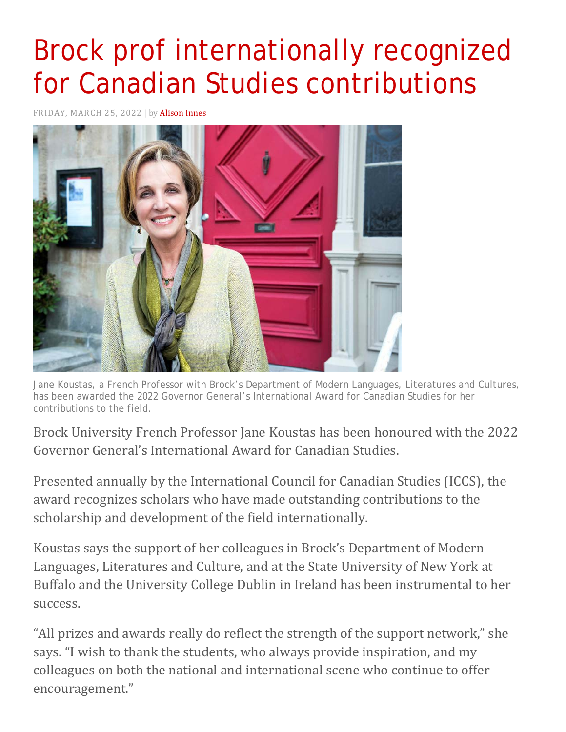# Brock prof internationally recognized for Canadian Studies contributions

FRIDAY, MARCH 25, 2022 | by Alison Innes

Jane Koustas, a French Professor with Brock's Department of Modern Languages, Literatures and Cultures, has been awarded the 2022 Governor General's International Award for Canadian Studies for her contributions to the field.

Brock University French Professor Jane Koustas has been honoured with the 2022 Governor General's International Award for Canadian Studies.

Presented annually by the International Council for Canadian Studies (ICCS), the award recognizes scholars who have made outstanding contributions to the scholarship and development of the field internationally.

Koustas says the support of her colleagues in Brock's Department of Modern Languages, Literatures and Culture, and at the State University of New York at Buffalo and the University College Dublin in Ireland has been instrumental to her success.

"All prizes and awards really do reflect the strength of the support network," she says. "I wish to thank the students, who always provide inspiration, and my colleagues on both the national and international scene who continue to offer encouragement."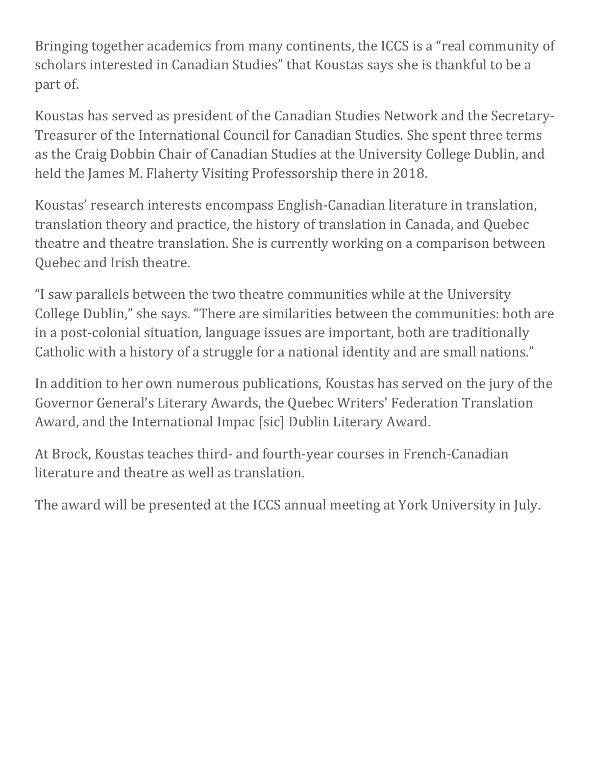Bringing together academics from many continents, the ICCS is a "real community of scholars interested in Canadian Studies" that Koustas says she is thankful to be a part of.

Koustas has served as president of the Canadian Studies Network and the Secretary-Treasurer of the International Council for Canadian Studies. She spent three terms as the Craig Dobbin Chair of Canadian Studies at the University College Dublin, and held the James M. Flaherty Visiting Professorship there in 2018.

Koustas' research interests encompass English-Canadian literature in translation, translation theory and practice, the history of translation in Canada, and Quebec theatre and theatre translation. She is currently working on a comparison between Quebec and Irish theatre.

"I saw parallels between the two theatre communities while at the University College Dublin," she says. "There are similarities between the communities: both are in a post-colonial situation, language issues are important, both are traditionally Catholic with a history of a struggle for a national identity and are small nations."

In addition to her own numerous publications, Koustas has served on the jury of the Governor General's Literary Awards, the Quebec Writers' Federation Translation Award, and the International Impac [sic] Dublin Literary Award.

At Brock, Koustas teaches third- and fourth-year courses in French-Canadian literature and theatre as well as translation.

The award will be presented at the ICCS annual meeting at York University in July.